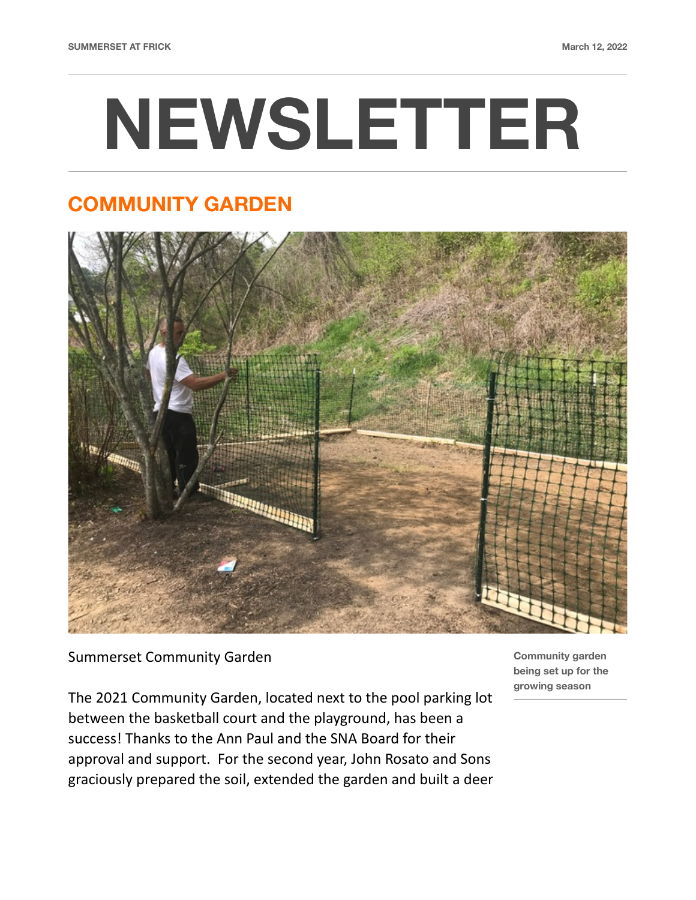# NEWSLETTER

## COMMUNITY GARDEN

Summerset Community Garden

Community garden being set up for the growing season

The 2021 Community Garden, located next to the pool parking lot between the basketball court and the playground, has been a success! Thanks to the Ann Paul and the SNA Board for their approval and support. For the second year, John Rosato and Sons graciously prepared the soil, extended the garden and built a deer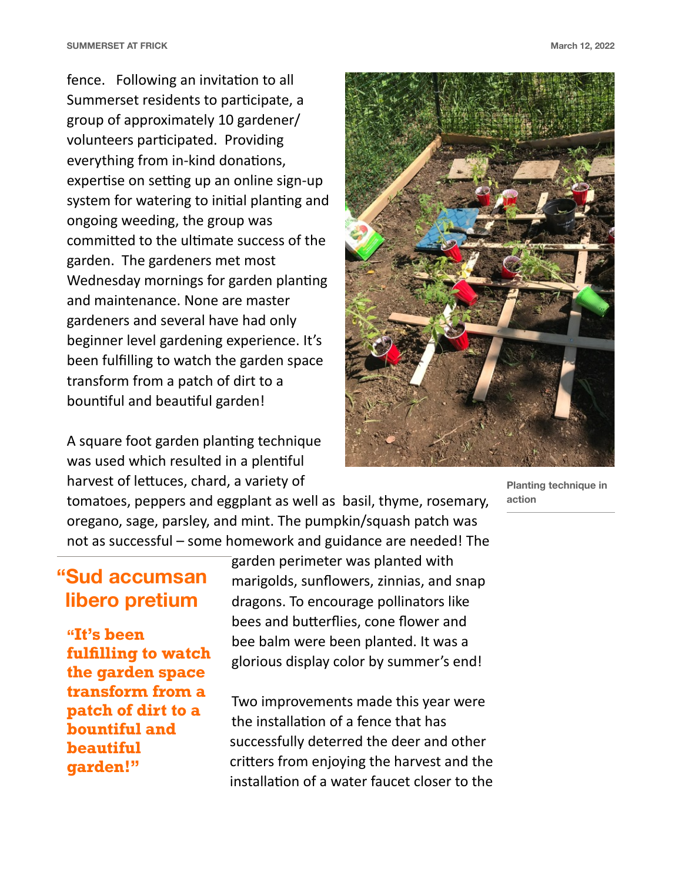fence.  Following an invitation to all Summerset residents to participate, a group of approximately 10 gardener/volunteers participated.  Providing everything from in-kind donations, expertise on setting up an online sign-up system for watering to initial planting and ongoing weeding, the group was committed to the ultimate success of the garden.  The gardeners met most Wednesday mornings for garden planting and maintenance. None are master gardeners and several have had only beginner level gardening experience. It's been fulfilling to watch the garden space transform from a patch of dirt to a bountiful and beautiful garden!

Planting technique in action

A square foot garden planting technique was used which resulted in a plentiful harvest of lettuces, chard, a variety of tomatoes, peppers and eggplant as well as  basil, thyme, rosemary, oregano, sage, parsley, and mint. The pumpkin/squash patch was not as successful – some homework and guidance are needed! The garden perimeter was planted with marigolds, sunflowers, zinnias, and snap dragons. To encourage pollinators like bees and butterflies, cone flower and bee balm were been planted. It was a glorious display color by summer's end!

> **"Sud accumsan libero pretium**
>
> **"It's been fulfilling to watch the garden space transform from a patch of dirt to a bountiful and beautiful garden!"**

Two improvements made this year were the installation of a fence that has successfully deterred the deer and other critters from enjoying the harvest and the installation of a water faucet closer to the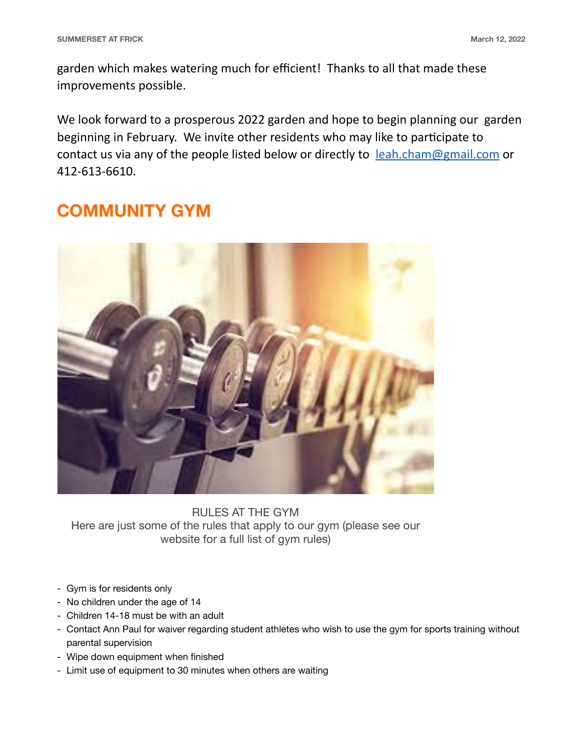garden which makes watering much for efficient! Thanks to all that made these improvements possible.

We look forward to a prosperous 2022 garden and hope to begin planning our garden beginning in February. We invite other residents who may like to participate to contact us via any of the people listed below or directly to leah.cham@gmail.com or 412-613-6610.

## COMMUNITY GYM

RULES AT THE GYM

Here are just some of the rules that apply to our gym (please see our website for a full list of gym rules)

- Gym is for residents only
- No children under the age of 14
- Children 14-18 must be with an adult
- Contact Ann Paul for waiver regarding student athletes who wish to use the gym for sports training without parental supervision
- Wipe down equipment when finished
- Limit use of equipment to 30 minutes when others are waiting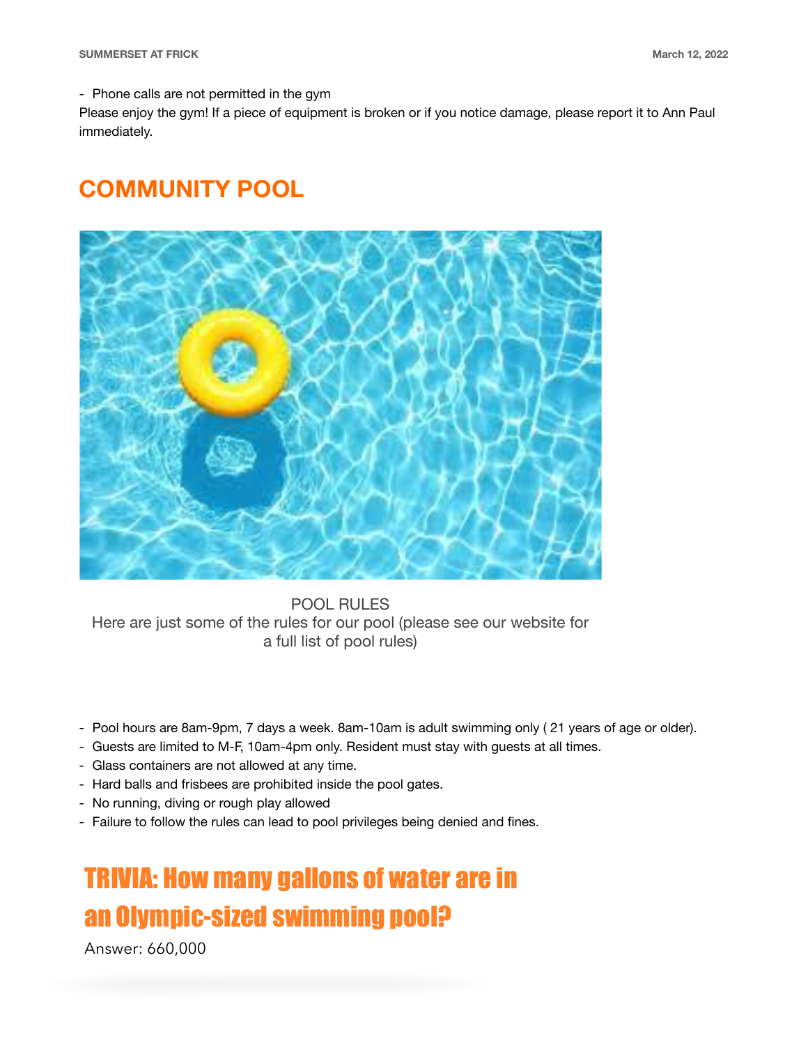- Phone calls are not permitted in the gym

Please enjoy the gym! If a piece of equipment is broken or if you notice damage, please report it to Ann Paul immediately.

## COMMUNITY POOL

POOL RULES

Here are just some of the rules for our pool (please see our website for a full list of pool rules)

- Pool hours are 8am-9pm, 7 days a week. 8am-10am is adult swimming only ( 21 years of age or older).
- Guests are limited to M-F, 10am-4pm only. Resident must stay with guests at all times.
- Glass containers are not allowed at any time.
- Hard balls and frisbees are prohibited inside the pool gates.
- No running, diving or rough play allowed
- Failure to follow the rules can lead to pool privileges being denied and fines.

## TRIVIA: How many gallons of water are in an Olympic-sized swimming pool?

Answer: 660,000